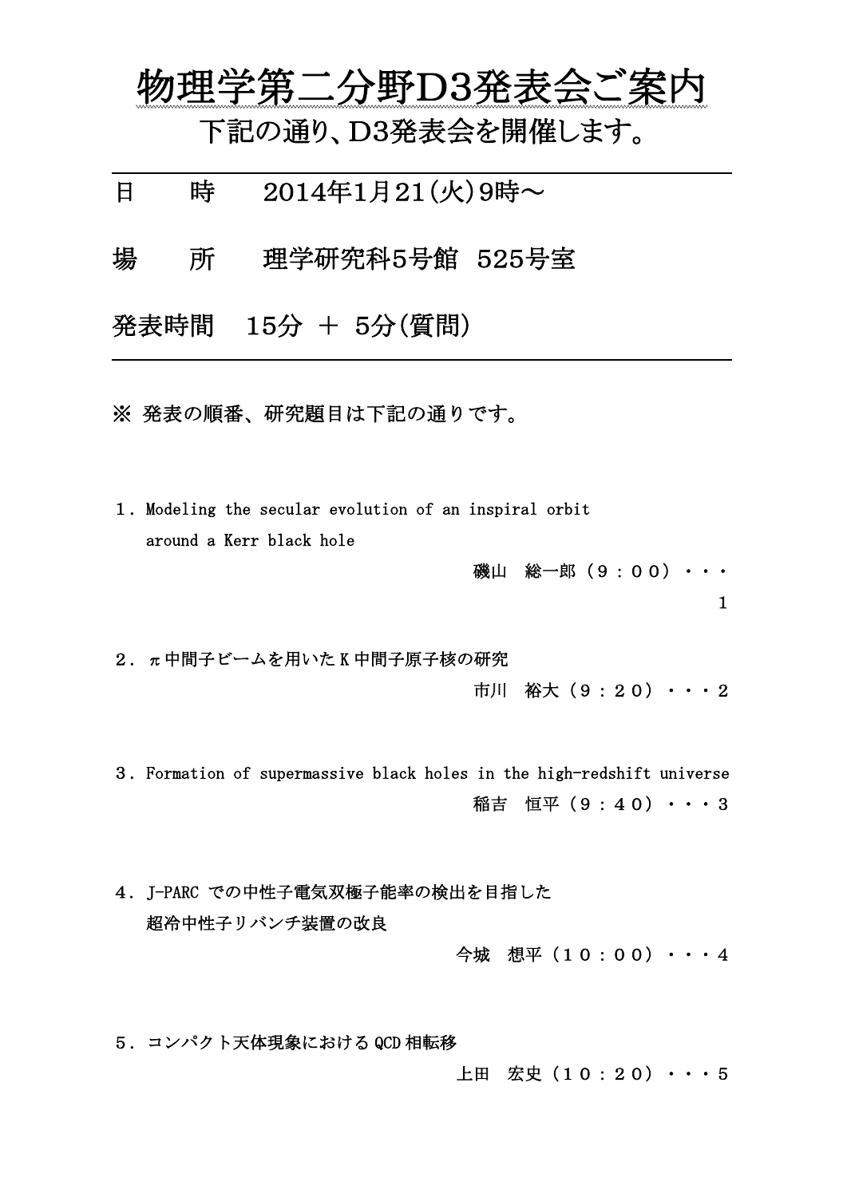# 物理学第二分野D3発表会ご案内

下記の通り、D3発表会を開催します。

---

日　　時　　2014年1月21(火)9時～

場　　所　　理学研究科5号館　525号室

発表時間　15分 ＋ 5分(質問)

---

※ 発表の順番、研究題目は下記の通りです。

１．Modeling the secular evolution of an inspiral orbit around a Kerr black hole

磯山　総一郎（９：００）・・・1

２．π中間子ビームを用いたK中間子原子核の研究

市川　裕大（９：２０）・・・2

３．Formation of supermassive black holes in the high-redshift universe

稲吉　恒平（９：４０）・・・3

４．J-PARC での中性子電気双極子能率の検出を目指した超冷中性子リバンチ装置の改良

今城　想平（１０：００）・・・4

５．コンパクト天体現象における QCD 相転移

上田　宏史（１０：２０）・・・5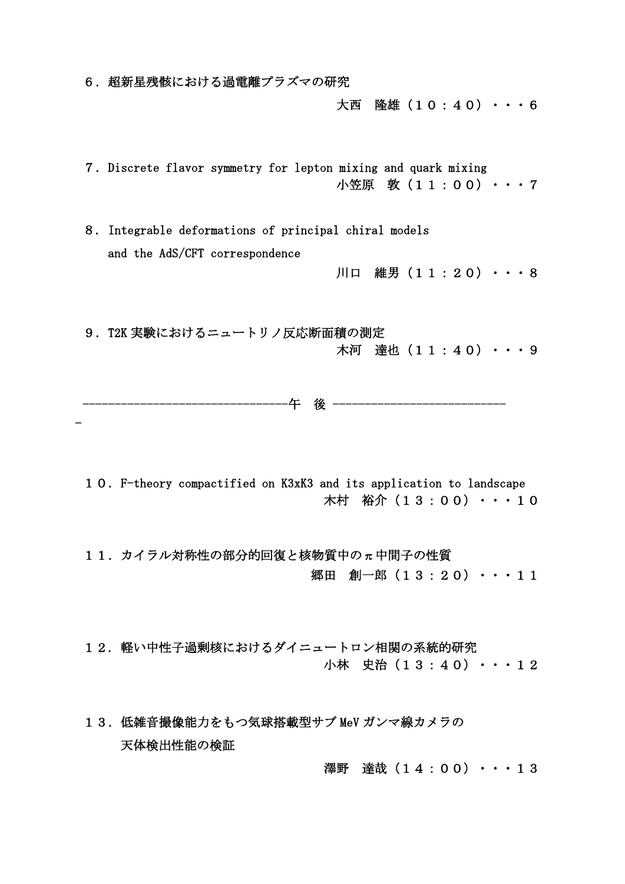６．超新星残骸における過電離プラズマの研究

大西　隆雄（１０：４０）・・・６

７．Discrete flavor symmetry for lepton mixing and quark mixing

小笠原　敦（１１：００）・・・７

８．Integrable deformations of principal chiral models
and the AdS/CFT correspondence

川口　維男（１１：２０）・・・８

９．T2K 実験におけるニュートリノ反応断面積の測定

木河　達也（１１：４０）・・・９

------------------------------午　後 ------------------------------

１０．F-theory compactified on K3xK3 and its application to landscape

木村　裕介（１３：００）・・・１０

１１．カイラル対称性の部分的回復と核物質中のπ中間子の性質

郷田　創一郎（１３：２０）・・・１１

１２．軽い中性子過剰核におけるダイニュートロン相関の系統的研究

小林　史治（１３：４０）・・・１２

１３．低雑音撮像能力をもつ気球搭載型サブ MeV ガンマ線カメラの
天体検出性能の検証

澤野　達哉（１４：００）・・・１３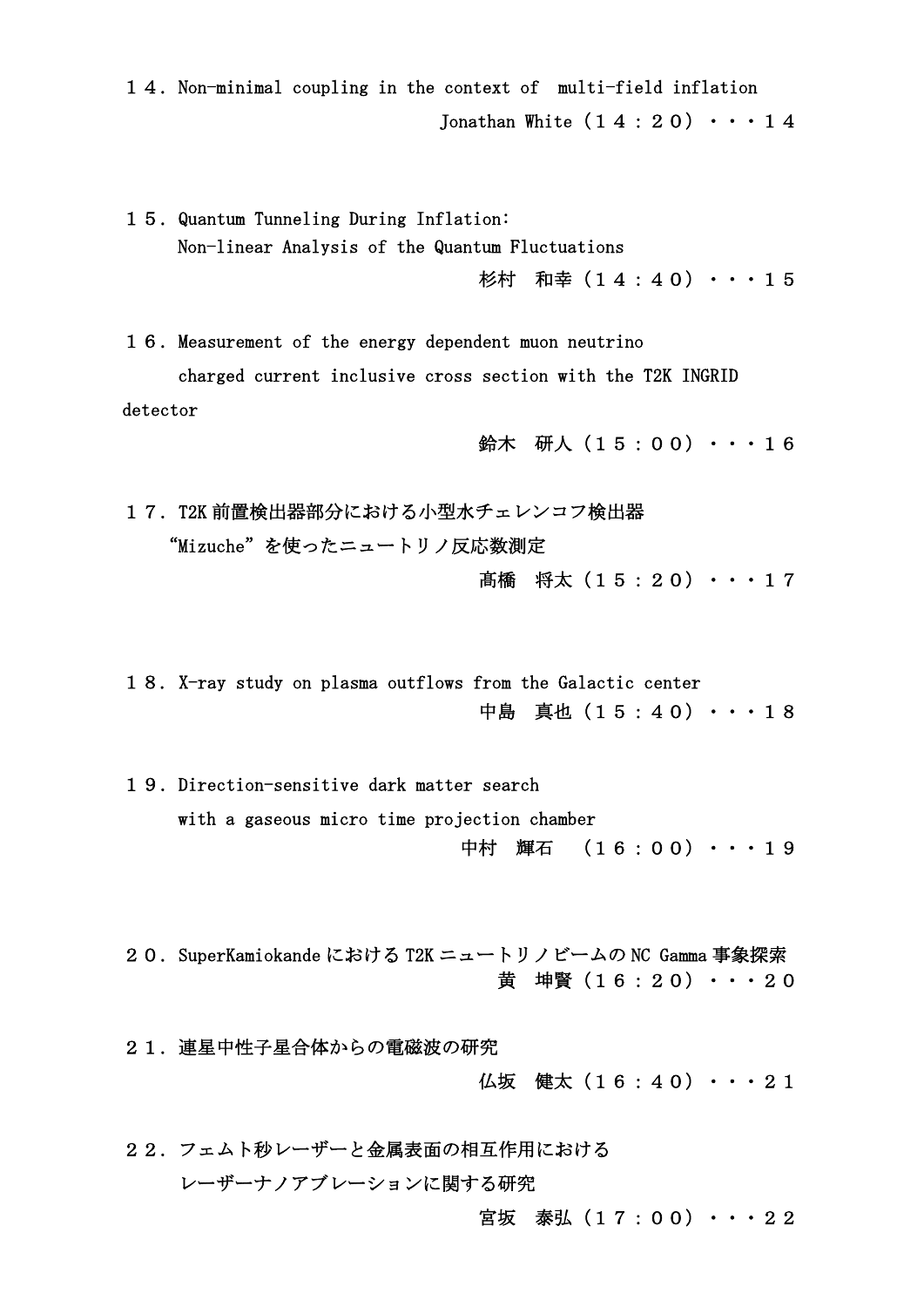１４．Non-minimal coupling in the context of  multi-field inflation

Jonathan White（１４：２０）・・・１４

１５．Quantum Tunneling During Inflation:
Non-linear Analysis of the Quantum Fluctuations

杉村　和幸（１４：４０）・・・１５

１６．Measurement of the energy dependent muon neutrino
charged current inclusive cross section with the T2K INGRID detector

鈴木　研人（１５：００）・・・１６

１７．T2K 前置検出器部分における小型水チェレンコフ検出器
“Mizuche”を使ったニュートリノ反応数測定

髙橋　将太（１５：２０）・・・１７

１８．X-ray study on plasma outflows from the Galactic center

中島　真也（１５：４０）・・・１８

１９．Direction-sensitive dark matter search
with a gaseous micro time projection chamber

中村　輝石　（１６：００）・・・１９

２０．SuperKamiokande における T2K ニュートリノビームの NC Gamma 事象探索

黄　坤賢（１６：２０）・・・２０

２１．連星中性子星合体からの電磁波の研究

仏坂　健太（１６：４０）・・・２１

２２．フェムト秒レーザーと金属表面の相互作用における
レーザーナノアブレーションに関する研究

宮坂　泰弘（１７：００）・・・２２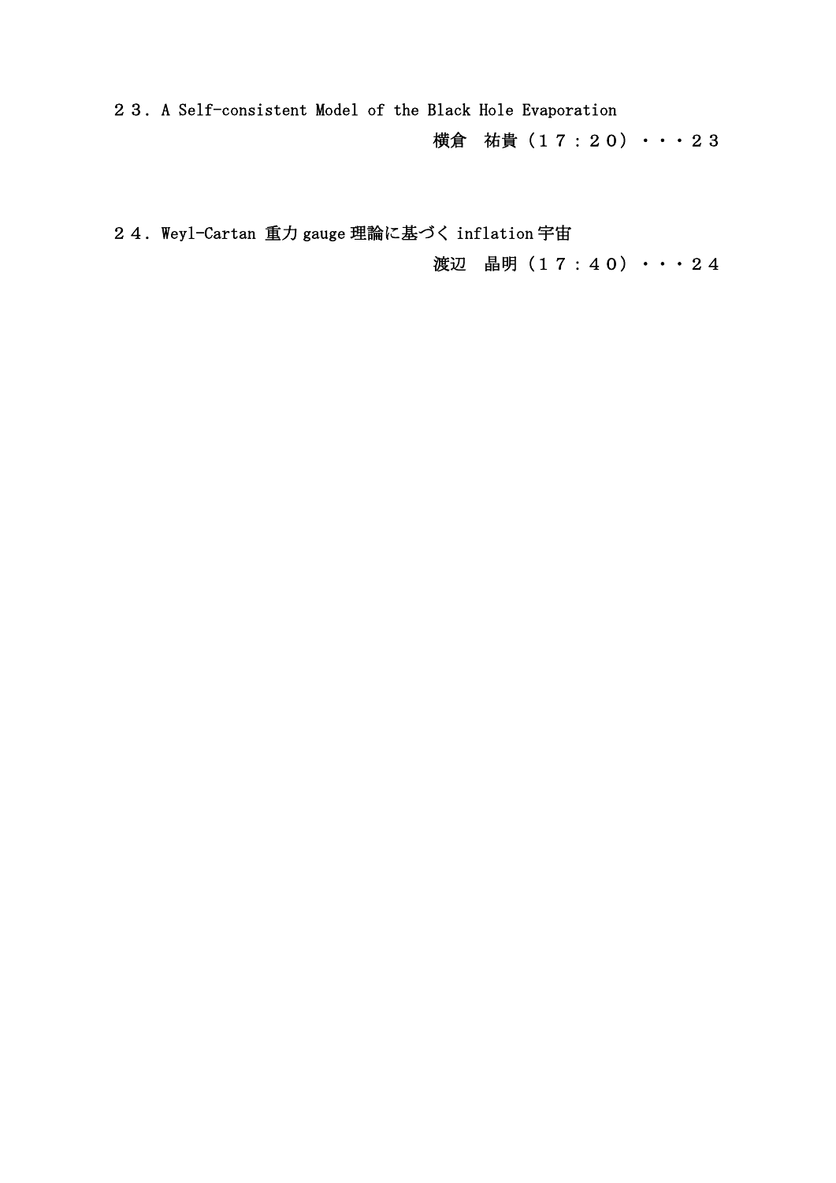２３．A Self-consistent Model of the Black Hole Evaporation

横倉　祐貴（１７：２０）・・・２３

２４．Weyl-Cartan 重力 gauge 理論に基づく inflation 宇宙

渡辺　晶明（１７：４０）・・・２４